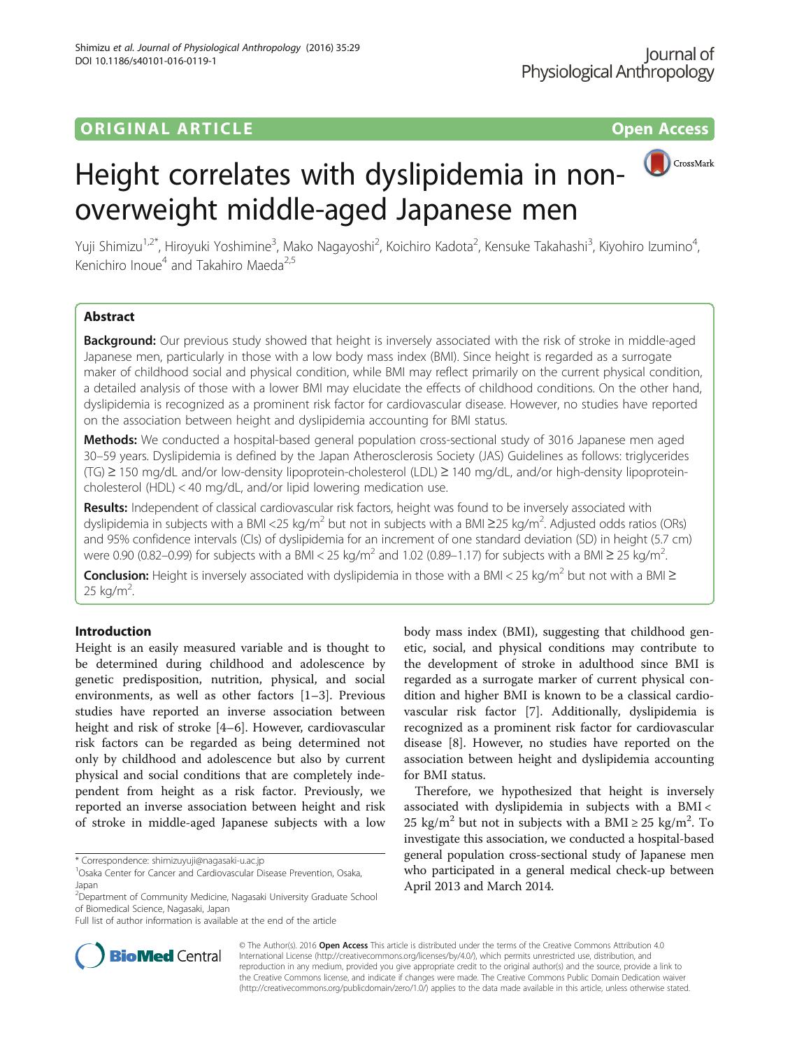ORIGINAL ARTICLE

Open Access

# Height correlates with dyslipidemia in non-overweight middle-aged Japanese men

Yuji Shimizu[1,2*], Hiroyuki Yoshimine[3], Mako Nagayoshi[2], Koichiro Kadota[2], Kensuke Takahashi[3], Kiyohiro Izumino[4], Kenichiro Inoue[4] and Takahiro Maeda[2,5]

## Abstract

**Background:** Our previous study showed that height is inversely associated with the risk of stroke in middle-aged Japanese men, particularly in those with a low body mass index (BMI). Since height is regarded as a surrogate maker of childhood social and physical condition, while BMI may reflect primarily on the current physical condition, a detailed analysis of those with a lower BMI may elucidate the effects of childhood conditions. On the other hand, dyslipidemia is recognized as a prominent risk factor for cardiovascular disease. However, no studies have reported on the association between height and dyslipidemia accounting for BMI status.

**Methods:** We conducted a hospital-based general population cross-sectional study of 3016 Japanese men aged 30–59 years. Dyslipidemia is defined by the Japan Atherosclerosis Society (JAS) Guidelines as follows: triglycerides (TG) ≥ 150 mg/dL and/or low-density lipoprotein-cholesterol (LDL) ≥ 140 mg/dL, and/or high-density lipoprotein-cholesterol (HDL) < 40 mg/dL, and/or lipid lowering medication use.

**Results:** Independent of classical cardiovascular risk factors, height was found to be inversely associated with dyslipidemia in subjects with a BMI <25 kg/m$^2$ but not in subjects with a BMI ≥25 kg/m$^2$. Adjusted odds ratios (ORs) and 95% confidence intervals (CIs) of dyslipidemia for an increment of one standard deviation (SD) in height (5.7 cm) were 0.90 (0.82–0.99) for subjects with a BMI < 25 kg/m$^2$ and 1.02 (0.89–1.17) for subjects with a BMI ≥ 25 kg/m$^2$.

**Conclusion:** Height is inversely associated with dyslipidemia in those with a BMI < 25 kg/m$^2$ but not with a BMI ≥ 25 kg/m$^2$.

## Introduction

Height is an easily measured variable and is thought to be determined during childhood and adolescence by genetic predisposition, nutrition, physical, and social environments, as well as other factors [1–3]. Previous studies have reported an inverse association between height and risk of stroke [4–6]. However, cardiovascular risk factors can be regarded as being determined not only by childhood and adolescence but also by current physical and social conditions that are completely independent from height as a risk factor. Previously, we reported an inverse association between height and risk of stroke in middle-aged Japanese subjects with a low body mass index (BMI), suggesting that childhood genetic, social, and physical conditions may contribute to the development of stroke in adulthood since BMI is regarded as a surrogate marker of current physical condition and higher BMI is known to be a classical cardiovascular risk factor [7]. Additionally, dyslipidemia is recognized as a prominent risk factor for cardiovascular disease [8]. However, no studies have reported on the association between height and dyslipidemia accounting for BMI status.

Therefore, we hypothesized that height is inversely associated with dyslipidemia in subjects with a BMI < 25 kg/m$^2$ but not in subjects with a BMI ≥ 25 kg/m$^2$. To investigate this association, we conducted a hospital-based general population cross-sectional study of Japanese men who participated in a general medical check-up between April 2013 and March 2014.

\* Correspondence: shimizuyuji@nagasaki-u.ac.jp
[1]Osaka Center for Cancer and Cardiovascular Disease Prevention, Osaka, Japan
[2]Department of Community Medicine, Nagasaki University Graduate School of Biomedical Science, Nagasaki, Japan
Full list of author information is available at the end of the article

© The Author(s). 2016 **Open Access** This article is distributed under the terms of the Creative Commons Attribution 4.0 International License (http://creativecommons.org/licenses/by/4.0/), which permits unrestricted use, distribution, and reproduction in any medium, provided you give appropriate credit to the original author(s) and the source, provide a link to the Creative Commons license, and indicate if changes were made. The Creative Commons Public Domain Dedication waiver (http://creativecommons.org/publicdomain/zero/1.0/) applies to the data made available in this article, unless otherwise stated.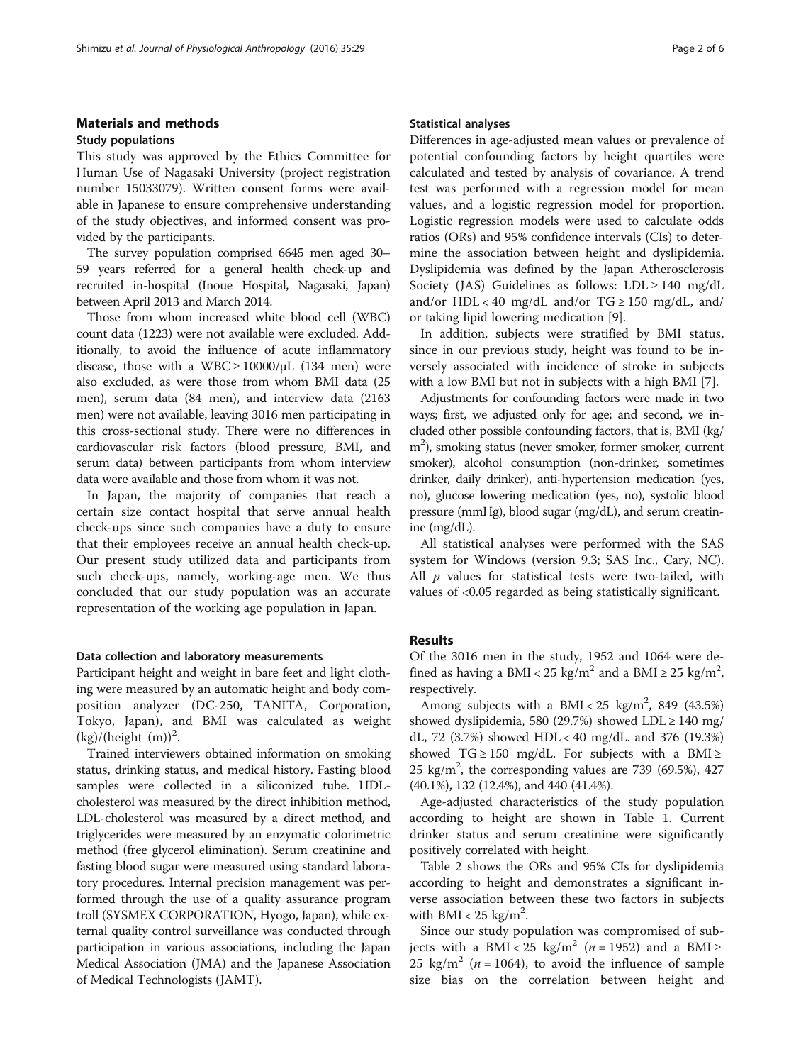## Materials and methods

### Study populations

This study was approved by the Ethics Committee for Human Use of Nagasaki University (project registration number 15033079). Written consent forms were available in Japanese to ensure comprehensive understanding of the study objectives, and informed consent was provided by the participants.

The survey population comprised 6645 men aged 30–59 years referred for a general health check-up and recruited in-hospital (Inoue Hospital, Nagasaki, Japan) between April 2013 and March 2014.

Those from whom increased white blood cell (WBC) count data (1223) were not available were excluded. Additionally, to avoid the influence of acute inflammatory disease, those with a WBC ≥ 10000/μL (134 men) were also excluded, as were those from whom BMI data (25 men), serum data (84 men), and interview data (2163 men) were not available, leaving 3016 men participating in this cross-sectional study. There were no differences in cardiovascular risk factors (blood pressure, BMI, and serum data) between participants from whom interview data were available and those from whom it was not.

In Japan, the majority of companies that reach a certain size contact hospital that serve annual health check-ups since such companies have a duty to ensure that their employees receive an annual health check-up. Our present study utilized data and participants from such check-ups, namely, working-age men. We thus concluded that our study population was an accurate representation of the working age population in Japan.

### Data collection and laboratory measurements

Participant height and weight in bare feet and light clothing were measured by an automatic height and body composition analyzer (DC-250, TANITA, Corporation, Tokyo, Japan), and BMI was calculated as weight (kg)/(height (m))$^2$.

Trained interviewers obtained information on smoking status, drinking status, and medical history. Fasting blood samples were collected in a siliconized tube. HDL-cholesterol was measured by the direct inhibition method, LDL-cholesterol was measured by a direct method, and triglycerides were measured by an enzymatic colorimetric method (free glycerol elimination). Serum creatinine and fasting blood sugar were measured using standard laboratory procedures. Internal precision management was performed through the use of a quality assurance program troll (SYSMEX CORPORATION, Hyogo, Japan), while external quality control surveillance was conducted through participation in various associations, including the Japan Medical Association (JMA) and the Japanese Association of Medical Technologists (JAMT).

### Statistical analyses

Differences in age-adjusted mean values or prevalence of potential confounding factors by height quartiles were calculated and tested by analysis of covariance. A trend test was performed with a regression model for mean values, and a logistic regression model for proportion. Logistic regression models were used to calculate odds ratios (ORs) and 95% confidence intervals (CIs) to determine the association between height and dyslipidemia. Dyslipidemia was defined by the Japan Atherosclerosis Society (JAS) Guidelines as follows: LDL ≥ 140 mg/dL and/or HDL < 40 mg/dL and/or TG ≥ 150 mg/dL, and/or taking lipid lowering medication [9].

In addition, subjects were stratified by BMI status, since in our previous study, height was found to be inversely associated with incidence of stroke in subjects with a low BMI but not in subjects with a high BMI [7].

Adjustments for confounding factors were made in two ways; first, we adjusted only for age; and second, we included other possible confounding factors, that is, BMI (kg/m$^2$), smoking status (never smoker, former smoker, current smoker), alcohol consumption (non-drinker, sometimes drinker, daily drinker), anti-hypertension medication (yes, no), glucose lowering medication (yes, no), systolic blood pressure (mmHg), blood sugar (mg/dL), and serum creatinine (mg/dL).

All statistical analyses were performed with the SAS system for Windows (version 9.3; SAS Inc., Cary, NC). All $p$ values for statistical tests were two-tailed, with values of <0.05 regarded as being statistically significant.

## Results

Of the 3016 men in the study, 1952 and 1064 were defined as having a BMI < 25 kg/m$^2$ and a BMI ≥ 25 kg/m$^2$, respectively.

Among subjects with a BMI < 25 kg/m$^2$, 849 (43.5%) showed dyslipidemia, 580 (29.7%) showed LDL ≥ 140 mg/dL, 72 (3.7%) showed HDL < 40 mg/dL. and 376 (19.3%) showed TG ≥ 150 mg/dL. For subjects with a BMI ≥ 25 kg/m$^2$, the corresponding values are 739 (69.5%), 427 (40.1%), 132 (12.4%), and 440 (41.4%).

Age-adjusted characteristics of the study population according to height are shown in Table 1. Current drinker status and serum creatinine were significantly positively correlated with height.

Table 2 shows the ORs and 95% CIs for dyslipidemia according to height and demonstrates a significant inverse association between these two factors in subjects with BMI < 25 kg/m$^2$.

Since our study population was compromised of subjects with a BMI < 25 kg/m$^2$ ($n$ = 1952) and a BMI ≥ 25 kg/m$^2$ ($n$ = 1064), to avoid the influence of sample size bias on the correlation between height and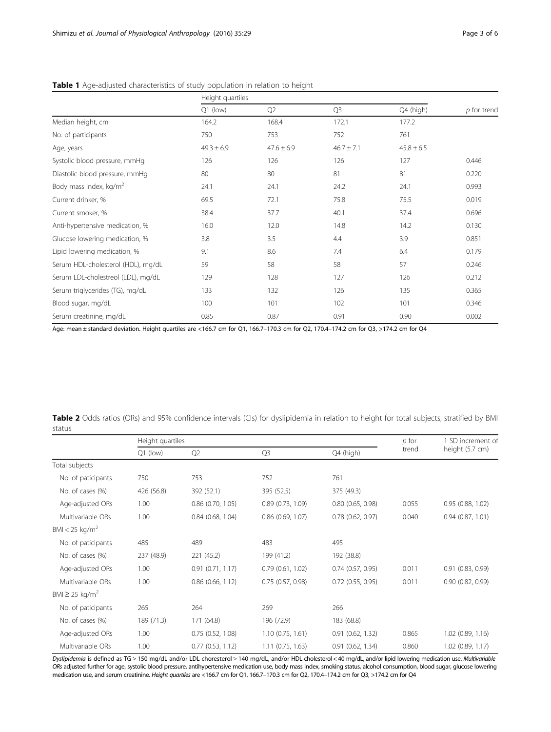**Table 1** Age-adjusted characteristics of study population in relation to height

| | Height quartiles | | | | |
|---|---|---|---|---|---|
| | Q1 (low) | Q2 | Q3 | Q4 (high) | *p* for trend |
| Median height, cm | 164.2 | 168.4 | 172.1 | 177.2 | |
| No. of participants | 750 | 753 | 752 | 761 | |
| Age, years | 49.3 ± 6.9 | 47.6 ± 6.9 | 46.7 ± 7.1 | 45.8 ± 6.5 | |
| Systolic blood pressure, mmHg | 126 | 126 | 126 | 127 | 0.446 |
| Diastolic blood pressure, mmHg | 80 | 80 | 81 | 81 | 0.220 |
| Body mass index, kg/m$^2$ | 24.1 | 24.1 | 24.2 | 24.1 | 0.993 |
| Current drinker, % | 69.5 | 72.1 | 75.8 | 75.5 | 0.019 |
| Current smoker, % | 38.4 | 37.7 | 40.1 | 37.4 | 0.696 |
| Anti-hypertensive medication, % | 16.0 | 12.0 | 14.8 | 14.2 | 0.130 |
| Glucose lowering medication, % | 3.8 | 3.5 | 4.4 | 3.9 | 0.851 |
| Lipid lowering medication, % | 9.1 | 8.6 | 7.4 | 6.4 | 0.179 |
| Serum HDL-cholesterol (HDL), mg/dL | 59 | 58 | 58 | 57 | 0.246 |
| Serum LDL-cholestreol (LDL), mg/dL | 129 | 128 | 127 | 126 | 0.212 |
| Serum triglycerides (TG), mg/dL | 133 | 132 | 126 | 135 | 0.365 |
| Blood sugar, mg/dL | 100 | 101 | 102 | 101 | 0.346 |
| Serum creatinine, mg/dL | 0.85 | 0.87 | 0.91 | 0.90 | 0.002 |

Age: mean ± standard deviation. Height quartiles are <166.7 cm for Q1, 166.7–170.3 cm for Q2, 170.4–174.2 cm for Q3, >174.2 cm for Q4

**Table 2** Odds ratios (ORs) and 95% confidence intervals (CIs) for dyslipidemia in relation to height for total subjects, stratified by BMI status

| | Height quartiles | | | | *p* for trend | 1 SD increment of height (5.7 cm) |
|---|---|---|---|---|---|---|
| | Q1 (low) | Q2 | Q3 | Q4 (high) | | |
| Total subjects | | | | | | |
| No. of paticipants | 750 | 753 | 752 | 761 | | |
| No. of cases (%) | 426 (56.8) | 392 (52.1) | 395 (52.5) | 375 (49.3) | | |
| Age-adjusted ORs | 1.00 | 0.86 (0.70, 1.05) | 0.89 (0.73, 1.09) | 0.80 (0.65, 0.98) | 0.055 | 0.95 (0.88, 1.02) |
| Multivariable ORs | 1.00 | 0.84 (0.68, 1.04) | 0.86 (0.69, 1.07) | 0.78 (0.62, 0.97) | 0.040 | 0.94 (0.87, 1.01) |
| BMI < 25 kg/m$^2$ | | | | | | |
| No. of paticipants | 485 | 489 | 483 | 495 | | |
| No. of cases (%) | 237 (48.9) | 221 (45.2) | 199 (41.2) | 192 (38.8) | | |
| Age-adjusted ORs | 1.00 | 0.91 (0.71, 1.17) | 0.79 (0.61, 1.02) | 0.74 (0.57, 0.95) | 0.011 | 0.91 (0.83, 0.99) |
| Multivariable ORs | 1.00 | 0.86 (0.66, 1.12) | 0.75 (0.57, 0.98) | 0.72 (0.55, 0.95) | 0.011 | 0.90 (0.82, 0.99) |
| BMI ≥ 25 kg/m$^2$ | | | | | | |
| No. of paticipants | 265 | 264 | 269 | 266 | | |
| No. of cases (%) | 189 (71.3) | 171 (64.8) | 196 (72.9) | 183 (68.8) | | |
| Age-adjusted ORs | 1.00 | 0.75 (0.52, 1.08) | 1.10 (0.75, 1.61) | 0.91 (0.62, 1.32) | 0.865 | 1.02 (0.89, 1.16) |
| Multivariable ORs | 1.00 | 0.77 (0.53, 1.12) | 1.11 (0.75, 1.63) | 0.91 (0.62, 1.34) | 0.860 | 1.02 (0.89, 1.17) |

*Dyslipidemia* is defined as TG ≥ 150 mg/dL and/or LDL-choresterol ≥ 140 mg/dL, and/or HDL-cholesterol < 40 mg/dL, and/or lipid lowering medication use. *Multivariable ORs* adjusted further for age, systolic blood pressure, antihypertensive medication use, body mass index, smoking status, alcohol consumption, blood sugar, glucose lowering medication use, and serum creatinine. *Height quartiles* are <166.7 cm for Q1, 166.7–170.3 cm for Q2, 170.4–174.2 cm for Q3, >174.2 cm for Q4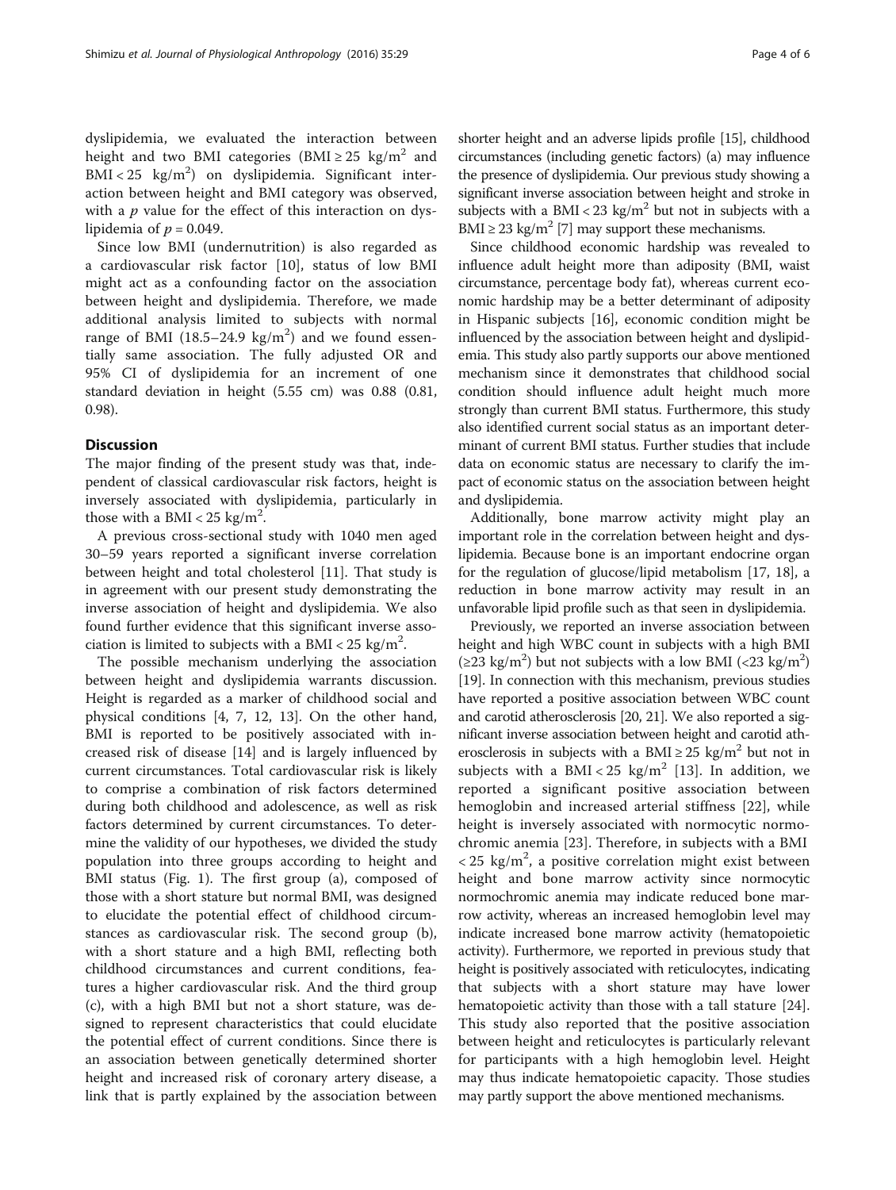dyslipidemia, we evaluated the interaction between height and two BMI categories (BMI ≥ 25 kg/m$^2$ and BMI < 25 kg/m$^2$) on dyslipidemia. Significant interaction between height and BMI category was observed, with a $p$ value for the effect of this interaction on dyslipidemia of $p = 0.049$.

Since low BMI (undernutrition) is also regarded as a cardiovascular risk factor [10], status of low BMI might act as a confounding factor on the association between height and dyslipidemia. Therefore, we made additional analysis limited to subjects with normal range of BMI (18.5–24.9 kg/m$^2$) and we found essentially same association. The fully adjusted OR and 95% CI of dyslipidemia for an increment of one standard deviation in height (5.55 cm) was 0.88 (0.81, 0.98).

## Discussion

The major finding of the present study was that, independent of classical cardiovascular risk factors, height is inversely associated with dyslipidemia, particularly in those with a BMI < 25 kg/m$^2$.

A previous cross-sectional study with 1040 men aged 30–59 years reported a significant inverse correlation between height and total cholesterol [11]. That study is in agreement with our present study demonstrating the inverse association of height and dyslipidemia. We also found further evidence that this significant inverse association is limited to subjects with a BMI < 25 kg/m$^2$.

The possible mechanism underlying the association between height and dyslipidemia warrants discussion. Height is regarded as a marker of childhood social and physical conditions [4, 7, 12, 13]. On the other hand, BMI is reported to be positively associated with increased risk of disease [14] and is largely influenced by current circumstances. Total cardiovascular risk is likely to comprise a combination of risk factors determined during both childhood and adolescence, as well as risk factors determined by current circumstances. To determine the validity of our hypotheses, we divided the study population into three groups according to height and BMI status (Fig. 1). The first group (a), composed of those with a short stature but normal BMI, was designed to elucidate the potential effect of childhood circumstances as cardiovascular risk. The second group (b), with a short stature and a high BMI, reflecting both childhood circumstances and current conditions, features a higher cardiovascular risk. And the third group (c), with a high BMI but not a short stature, was designed to represent characteristics that could elucidate the potential effect of current conditions. Since there is an association between genetically determined shorter height and increased risk of coronary artery disease, a link that is partly explained by the association between shorter height and an adverse lipids profile [15], childhood circumstances (including genetic factors) (a) may influence the presence of dyslipidemia. Our previous study showing a significant inverse association between height and stroke in subjects with a BMI < 23 kg/m$^2$ but not in subjects with a BMI ≥ 23 kg/m$^2$ [7] may support these mechanisms.

Since childhood economic hardship was revealed to influence adult height more than adiposity (BMI, waist circumstance, percentage body fat), whereas current economic hardship may be a better determinant of adiposity in Hispanic subjects [16], economic condition might be influenced by the association between height and dyslipidemia. This study also partly supports our above mentioned mechanism since it demonstrates that childhood social condition should influence adult height much more strongly than current BMI status. Furthermore, this study also identified current social status as an important determinant of current BMI status. Further studies that include data on economic status are necessary to clarify the impact of economic status on the association between height and dyslipidemia.

Additionally, bone marrow activity might play an important role in the correlation between height and dyslipidemia. Because bone is an important endocrine organ for the regulation of glucose/lipid metabolism [17, 18], a reduction in bone marrow activity may result in an unfavorable lipid profile such as that seen in dyslipidemia.

Previously, we reported an inverse association between height and high WBC count in subjects with a high BMI (≥23 kg/m$^2$) but not subjects with a low BMI (<23 kg/m$^2$) [19]. In connection with this mechanism, previous studies have reported a positive association between WBC count and carotid atherosclerosis [20, 21]. We also reported a significant inverse association between height and carotid atherosclerosis in subjects with a BMI ≥ 25 kg/m$^2$ but not in subjects with a BMI < 25 kg/m$^2$ [13]. In addition, we reported a significant positive association between hemoglobin and increased arterial stiffness [22], while height is inversely associated with normocytic normochromic anemia [23]. Therefore, in subjects with a BMI < 25 kg/m$^2$, a positive correlation might exist between height and bone marrow activity since normocytic normochromic anemia may indicate reduced bone marrow activity, whereas an increased hemoglobin level may indicate increased bone marrow activity (hematopoietic activity). Furthermore, we reported in previous study that height is positively associated with reticulocytes, indicating that subjects with a short stature may have lower hematopoietic activity than those with a tall stature [24]. This study also reported that the positive association between height and reticulocytes is particularly relevant for participants with a high hemoglobin level. Height may thus indicate hematopoietic capacity. Those studies may partly support the above mentioned mechanisms.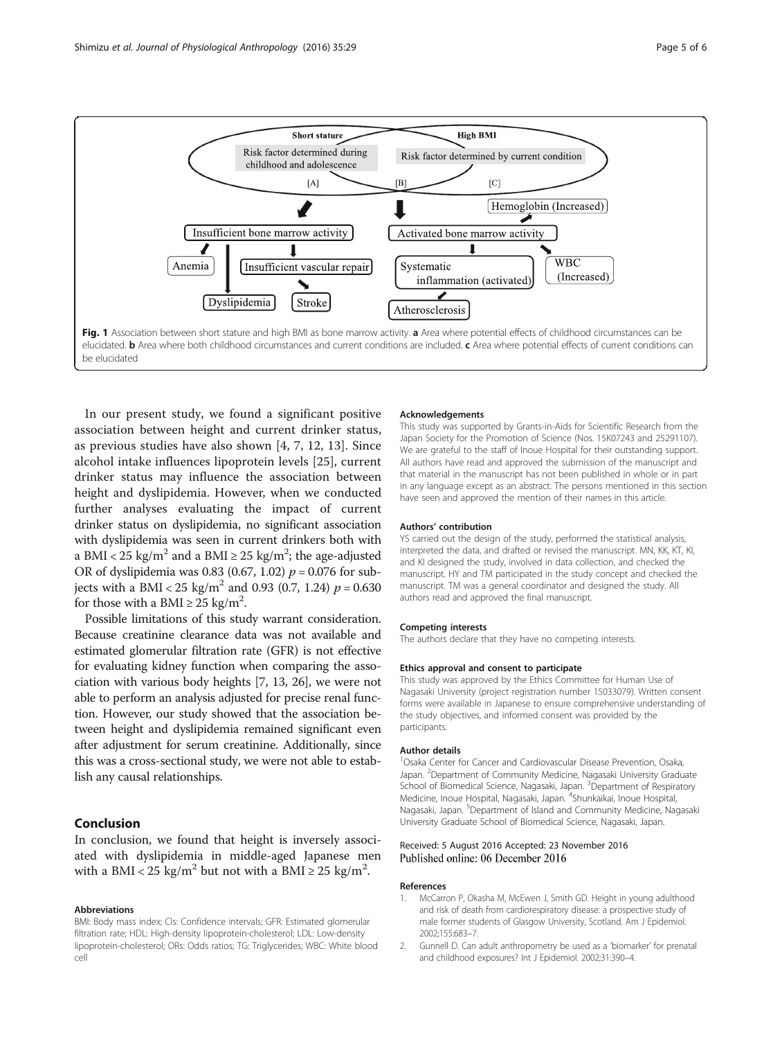Fig. 1 Association between short stature and high BMI as bone marrow activity. **a** Area where potential effects of childhood circumstances can be elucidated. **b** Area where both childhood circumstances and current conditions are included. **c** Area where potential effects of current conditions can be elucidated

In our present study, we found a significant positive association between height and current drinker status, as previous studies have also shown [4, 7, 12, 13]. Since alcohol intake influences lipoprotein levels [25], current drinker status may influence the association between height and dyslipidemia. However, when we conducted further analyses evaluating the impact of current drinker status on dyslipidemia, no significant association with dyslipidemia was seen in current drinkers both with a BMI < 25 kg/m$^2$ and a BMI ≥ 25 kg/m$^2$; the age-adjusted OR of dyslipidemia was 0.83 (0.67, 1.02) $p = 0.076$ for subjects with a BMI < 25 kg/m$^2$ and 0.93 (0.7, 1.24) $p = 0.630$ for those with a BMI ≥ 25 kg/m$^2$.

Possible limitations of this study warrant consideration. Because creatinine clearance data was not available and estimated glomerular filtration rate (GFR) is not effective for evaluating kidney function when comparing the association with various body heights [7, 13, 26], we were not able to perform an analysis adjusted for precise renal function. However, our study showed that the association between height and dyslipidemia remained significant even after adjustment for serum creatinine. Additionally, since this was a cross-sectional study, we were not able to establish any causal relationships.

## Conclusion

In conclusion, we found that height is inversely associated with dyslipidemia in middle-aged Japanese men with a BMI < 25 kg/m$^2$ but not with a BMI ≥ 25 kg/m$^2$.

#### Abbreviations

BMI: Body mass index; CIs: Confidence intervals; GFR: Estimated glomerular filtration rate; HDL: High-density lipoprotein-cholesterol; LDL: Low-density lipoprotein-cholesterol; ORs: Odds ratios; TG: Triglycerides; WBC: White blood cell

#### Acknowledgements

This study was supported by Grants-in-Aids for Scientific Research from the Japan Society for the Promotion of Science (Nos. 15K07243 and 25291107). We are grateful to the staff of Inoue Hospital for their outstanding support. All authors have read and approved the submission of the manuscript and that material in the manuscript has not been published in whole or in part in any language except as an abstract. The persons mentioned in this section have seen and approved the mention of their names in this article.

#### Authors' contribution

YS carried out the design of the study, performed the statistical analysis, interpreted the data, and drafted or revised the manuscript. MN, KK, KT, KI, and KI designed the study, involved in data collection, and checked the manuscript. HY and TM participated in the study concept and checked the manuscript. TM was a general coordinator and designed the study. All authors read and approved the final manuscript.

#### Competing interests

The authors declare that they have no competing interests.

#### Ethics approval and consent to participate

This study was approved by the Ethics Committee for Human Use of Nagasaki University (project registration number 15033079). Written consent forms were available in Japanese to ensure comprehensive understanding of the study objectives, and informed consent was provided by the participants.

#### Author details

[1]Osaka Center for Cancer and Cardiovascular Disease Prevention, Osaka, Japan. [2]Department of Community Medicine, Nagasaki University Graduate School of Biomedical Science, Nagasaki, Japan. [3]Department of Respiratory Medicine, Inoue Hospital, Nagasaki, Japan. [4]Shunkaikai, Inoue Hospital, Nagasaki, Japan. [5]Department of Island and Community Medicine, Nagasaki University Graduate School of Biomedical Science, Nagasaki, Japan.

Received: 5 August 2016 Accepted: 23 November 2016
Published online: 06 December 2016

#### References

1. McCarron P, Okasha M, McEwen J, Smith GD. Height in young adulthood and risk of death from cardiorespiratory disease: a prospective study of male former students of Glasgow University, Scotland. Am J Epidemiol. 2002;155:683–7.
2. Gunnell D. Can adult anthropometry be used as a 'biomarker' for prenatal and childhood exposures? Int J Epidemiol. 2002;31:390–4.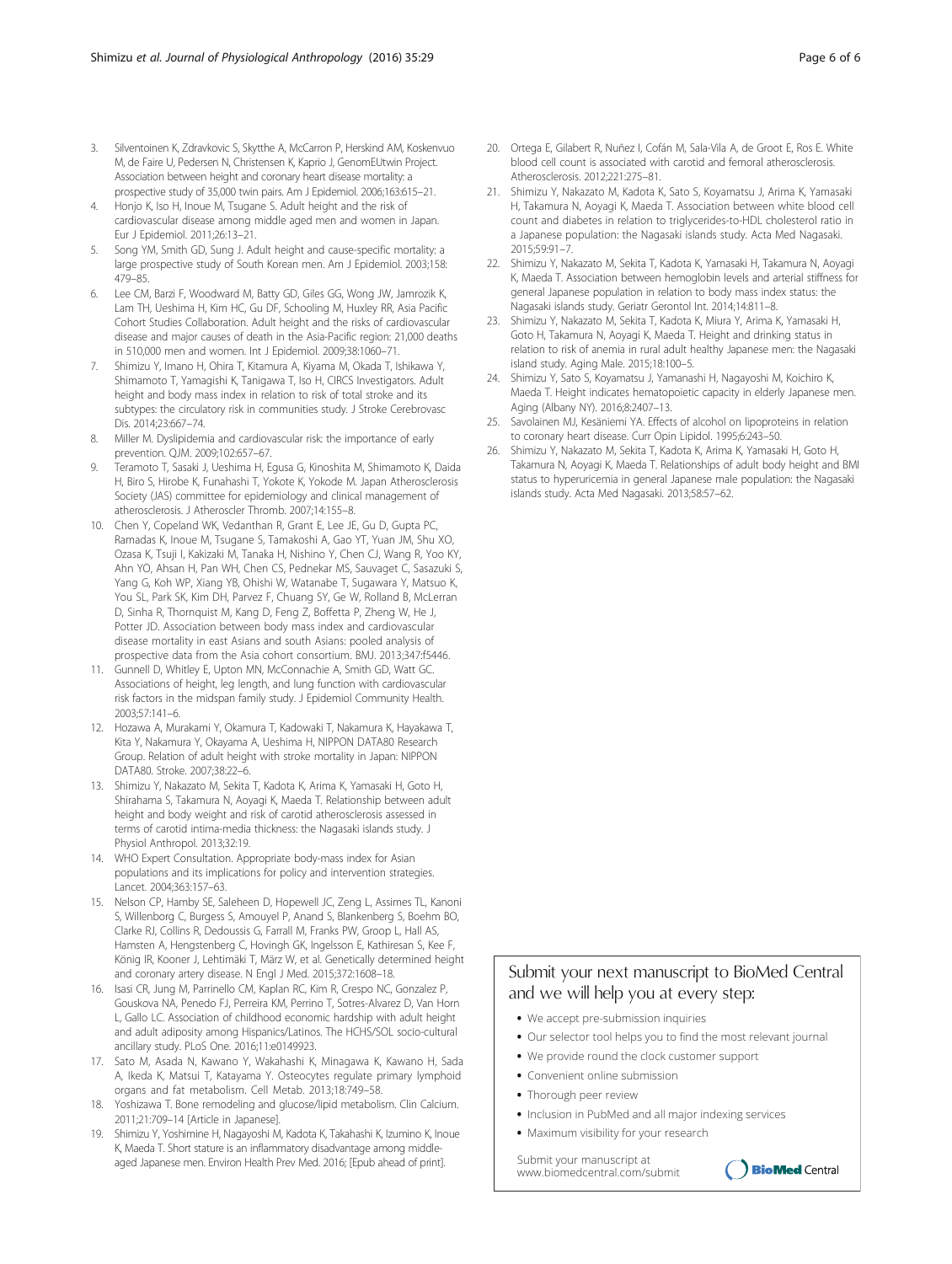3. Silventoinen K, Zdravkovic S, Skytthe A, McCarron P, Herskind AM, Koskenvuo M, de Faire U, Pedersen N, Christensen K, Kaprio J, GenomEUtwin Project. Association between height and coronary heart disease mortality: a prospective study of 35,000 twin pairs. Am J Epidemiol. 2006;163:615–21.
4. Honjo K, Iso H, Inoue M, Tsugane S. Adult height and the risk of cardiovascular disease among middle aged men and women in Japan. Eur J Epidemiol. 2011;26:13–21.
5. Song YM, Smith GD, Sung J. Adult height and cause-specific mortality: a large prospective study of South Korean men. Am J Epidemiol. 2003;158: 479–85.
6. Lee CM, Barzi F, Woodward M, Batty GD, Giles GG, Wong JW, Jamrozik K, Lam TH, Ueshima H, Kim HC, Gu DF, Schooling M, Huxley RR, Asia Pacific Cohort Studies Collaboration. Adult height and the risks of cardiovascular disease and major causes of death in the Asia-Pacific region: 21,000 deaths in 510,000 men and women. Int J Epidemiol. 2009;38:1060–71.
7. Shimizu Y, Imano H, Ohira T, Kitamura A, Kiyama M, Okada T, Ishikawa Y, Shimamoto T, Yamagishi K, Tanigawa T, Iso H, CIRCS Investigators. Adult height and body mass index in relation to risk of total stroke and its subtypes: the circulatory risk in communities study. J Stroke Cerebrovasc Dis. 2014;23:667–74.
8. Miller M. Dyslipidemia and cardiovascular risk: the importance of early prevention. QJM. 2009;102:657–67.
9. Teramoto T, Sasaki J, Ueshima H, Egusa G, Kinoshita M, Shimamoto K, Daida H, Biro S, Hirobe K, Funahashi T, Yokote K, Yokode M. Japan Atherosclerosis Society (JAS) committee for epidemiology and clinical management of atherosclerosis. J Atheroscler Thromb. 2007;14:155–8.
10. Chen Y, Copeland WK, Vedanthan R, Grant E, Lee JE, Gu D, Gupta PC, Ramadas K, Inoue M, Tsugane S, Tamakoshi A, Gao YT, Yuan JM, Shu XO, Ozasa K, Tsuji I, Kakizaki M, Tanaka H, Nishino Y, Chen CJ, Wang R, Yoo KY, Ahn YO, Ahsan H, Pan WH, Chen CS, Pednekar MS, Sauvaget C, Sasazuki S, Yang G, Koh WP, Xiang YB, Ohishi W, Watanabe T, Sugawara Y, Matsuo K, You SL, Park SK, Kim DH, Parvez F, Chuang SY, Ge W, Rolland B, McLerran D, Sinha R, Thornquist M, Kang D, Feng Z, Boffetta P, Zheng W, He J, Potter JD. Association between body mass index and cardiovascular disease mortality in east Asians and south Asians: pooled analysis of prospective data from the Asia cohort consortium. BMJ. 2013;347:f5446.
11. Gunnell D, Whitley E, Upton MN, McConnachie A, Smith GD, Watt GC. Associations of height, leg length, and lung function with cardiovascular risk factors in the midspan family study. J Epidemiol Community Health. 2003;57:141–6.
12. Hozawa A, Murakami Y, Okamura T, Kadowaki T, Nakamura K, Hayakawa T, Kita Y, Nakamura Y, Okayama A, Ueshima H, NIPPON DATA80 Research Group. Relation of adult height with stroke mortality in Japan: NIPPON DATA80. Stroke. 2007;38:22–6.
13. Shimizu Y, Nakazato M, Sekita T, Kadota K, Arima K, Yamasaki H, Goto H, Shirahama S, Takamura N, Aoyagi K, Maeda T. Relationship between adult height and body weight and risk of carotid atherosclerosis assessed in terms of carotid intima-media thickness: the Nagasaki islands study. J Physiol Anthropol. 2013;32:19.
14. WHO Expert Consultation. Appropriate body-mass index for Asian populations and its implications for policy and intervention strategies. Lancet. 2004;363:157–63.
15. Nelson CP, Hamby SE, Saleheen D, Hopewell JC, Zeng L, Assimes TL, Kanoni S, Willenborg C, Burgess S, Amouyel P, Anand S, Blankenberg S, Boehm BO, Clarke RJ, Collins R, Dedoussis G, Farrall M, Franks PW, Groop L, Hall AS, Hamsten A, Hengstenberg C, Hovingh GK, Ingelsson E, Kathiresan S, Kee F, König IR, Kooner J, Lehtimäki T, März W, et al. Genetically determined height and coronary artery disease. N Engl J Med. 2015;372:1608–18.
16. Isasi CR, Jung M, Parrinello CM, Kaplan RC, Kim R, Crespo NC, Gonzalez P, Gouskova NA, Penedo FJ, Perreira KM, Perrino T, Sotres-Alvarez D, Van Horn L, Gallo LC. Association of childhood economic hardship with adult height and adult adiposity among Hispanics/Latinos. The HCHS/SOL socio-cultural ancillary study. PLoS One. 2016;11:e0149923.
17. Sato M, Asada N, Kawano Y, Wakahashi K, Minagawa K, Kawano H, Sada A, Ikeda K, Matsui T, Katayama Y. Osteocytes regulate primary lymphoid organs and fat metabolism. Cell Metab. 2013;18:749–58.
18. Yoshizawa T. Bone remodeling and glucose/lipid metabolism. Clin Calcium. 2011;21:709–14 [Article in Japanese].
19. Shimizu Y, Yoshimine H, Nagayoshi M, Kadota K, Takahashi K, Izumino K, Inoue K, Maeda T. Short stature is an inflammatory disadvantage among middle-aged Japanese men. Environ Health Prev Med. 2016; [Epub ahead of print].
20. Ortega E, Gilabert R, Nuñez I, Cofán M, Sala-Vila A, de Groot E, Ros E. White blood cell count is associated with carotid and femoral atherosclerosis. Atherosclerosis. 2012;221:275–81.
21. Shimizu Y, Nakazato M, Kadota K, Sato S, Koyamatsu J, Arima K, Yamasaki H, Takamura N, Aoyagi K, Maeda T. Association between white blood cell count and diabetes in relation to triglycerides-to-HDL cholesterol ratio in a Japanese population: the Nagasaki islands study. Acta Med Nagasaki. 2015;59:91–7.
22. Shimizu Y, Nakazato M, Sekita T, Kadota K, Yamasaki H, Takamura N, Aoyagi K, Maeda T. Association between hemoglobin levels and arterial stiffness for general Japanese population in relation to body mass index status: the Nagasaki islands study. Geriatr Gerontol Int. 2014;14:811–8.
23. Shimizu Y, Nakazato M, Sekita T, Kadota K, Miura Y, Arima K, Yamasaki H, Goto H, Takamura N, Aoyagi K, Maeda T. Height and drinking status in relation to risk of anemia in rural adult healthy Japanese men: the Nagasaki island study. Aging Male. 2015;18:100–5.
24. Shimizu Y, Sato S, Koyamatsu J, Yamanashi H, Nagayoshi M, Koichiro K, Maeda T. Height indicates hematopoietic capacity in elderly Japanese men. Aging (Albany NY). 2016;8:2407–13.
25. Savolainen MJ, Kesäniemi YA. Effects of alcohol on lipoproteins in relation to coronary heart disease. Curr Opin Lipidol. 1995;6:243–50.
26. Shimizu Y, Nakazato M, Sekita T, Kadota K, Arima K, Yamasaki H, Goto H, Takamura N, Aoyagi K, Maeda T. Relationships of adult body height and BMI status to hyperuricemia in general Japanese male population: the Nagasaki islands study. Acta Med Nagasaki. 2013;58:57–62.

Submit your next manuscript to BioMed Central and we will help you at every step:

- We accept pre-submission inquiries
- Our selector tool helps you to find the most relevant journal
- We provide round the clock customer support
- Convenient online submission
- Thorough peer review
- Inclusion in PubMed and all major indexing services
- Maximum visibility for your research

Submit your manuscript at
www.biomedcentral.com/submit

BioMed Central